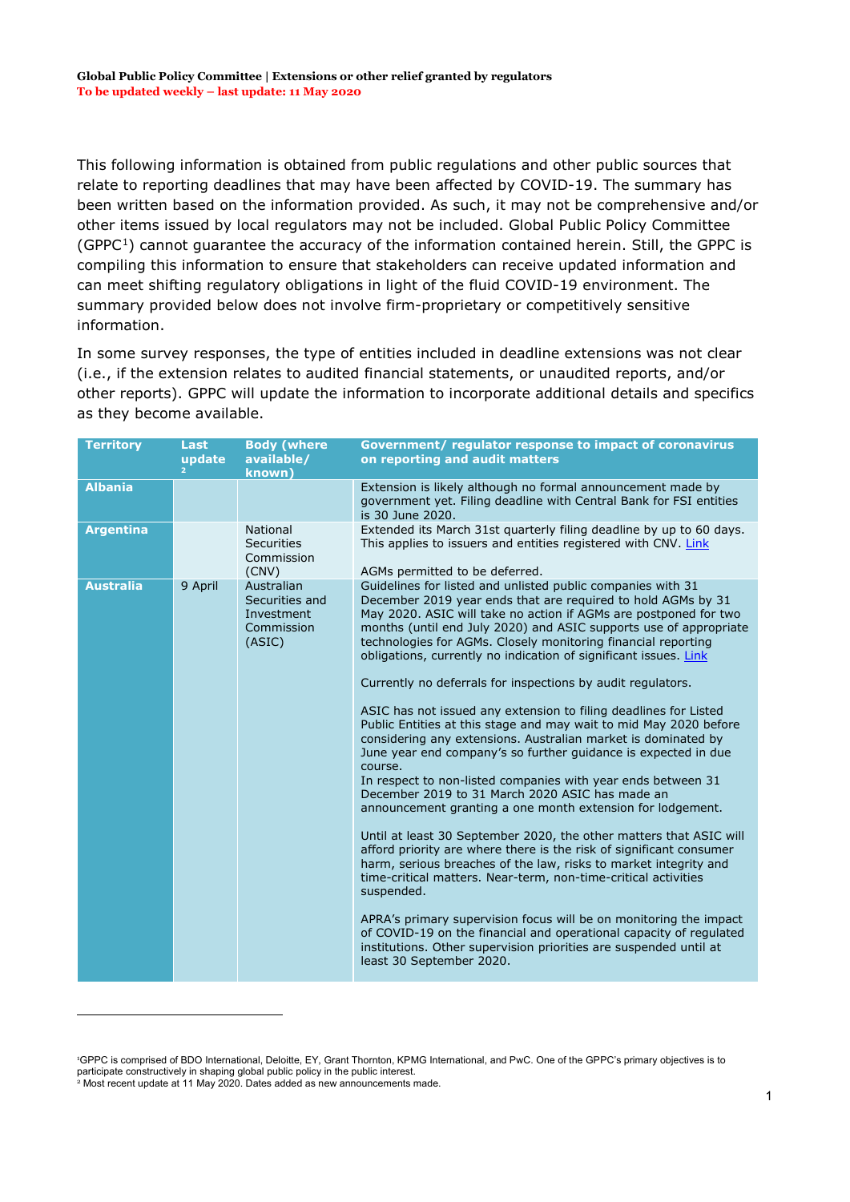**Global Public Policy Committee | Extensions or other relief granted by regulators**
**To be updated weekly – last update: 11 May 2020**

This following information is obtained from public regulations and other public sources that relate to reporting deadlines that may have been affected by COVID-19. The summary has been written based on the information provided. As such, it may not be comprehensive and/or other items issued by local regulators may not be included. Global Public Policy Committee (GPPC[1]) cannot guarantee the accuracy of the information contained herein. Still, the GPPC is compiling this information to ensure that stakeholders can receive updated information and can meet shifting regulatory obligations in light of the fluid COVID-19 environment. The summary provided below does not involve firm-proprietary or competitively sensitive information.

In some survey responses, the type of entities included in deadline extensions was not clear (i.e., if the extension relates to audited financial statements, or unaudited reports, and/or other reports). GPPC will update the information to incorporate additional details and specifics as they become available.

| Territory | Last update [2] | Body (where available/ known) | Government/ regulator response to impact of coronavirus on reporting and audit matters |
|---|---|---|---|
| **Albania** | | | Extension is likely although no formal announcement made by government yet. Filing deadline with Central Bank for FSI entities is 30 June 2020. |
| **Argentina** | | National Securities Commission (CNV) | Extended its March 31st quarterly filing deadline by up to 60 days. This applies to issuers and entities registered with CNV. Link<br><br>AGMs permitted to be deferred. |
| **Australia** | 9 April | Australian Securities and Investment Commission (ASIC) | Guidelines for listed and unlisted public companies with 31 December 2019 year ends that are required to hold AGMs by 31 May 2020. ASIC will take no action if AGMs are postponed for two months (until end July 2020) and ASIC supports use of appropriate technologies for AGMs. Closely monitoring financial reporting obligations, currently no indication of significant issues. Link<br><br>Currently no deferrals for inspections by audit regulators.<br><br>ASIC has not issued any extension to filing deadlines for Listed Public Entities at this stage and may wait to mid May 2020 before considering any extensions. Australian market is dominated by June year end company's so further guidance is expected in due course.<br>In respect to non-listed companies with year ends between 31 December 2019 to 31 March 2020 ASIC has made an announcement granting a one month extension for lodgement.<br><br>Until at least 30 September 2020, the other matters that ASIC will afford priority are where there is the risk of significant consumer harm, serious breaches of the law, risks to market integrity and time-critical matters. Near-term, non-time-critical activities suspended.<br><br>APRA's primary supervision focus will be on monitoring the impact of COVID-19 on the financial and operational capacity of regulated institutions. Other supervision priorities are suspended until at least 30 September 2020. |

[1] GPPC is comprised of BDO International, Deloitte, EY, Grant Thornton, KPMG International, and PwC. One of the GPPC's primary objectives is to participate constructively in shaping global public policy in the public interest.
[2] Most recent update at 11 May 2020. Dates added as new announcements made.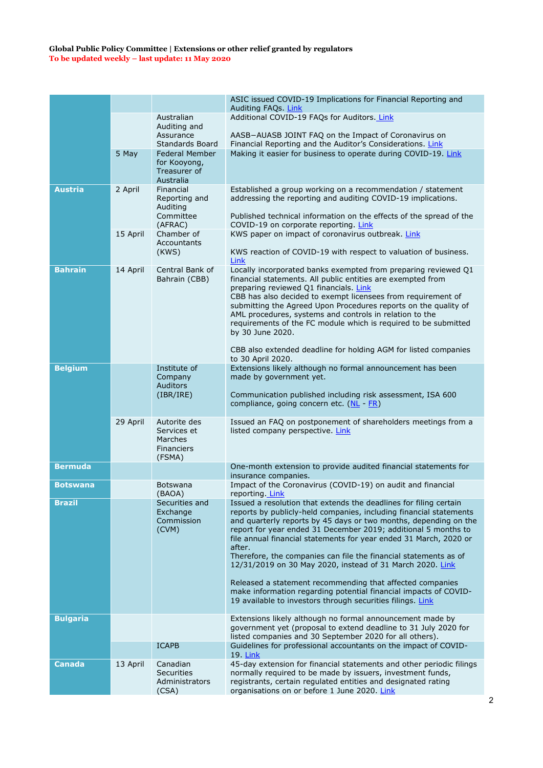**Global Public Policy Committee | Extensions or other relief granted by regulators**
**To be updated weekly – last update: 11 May 2020**

| | | | |
|---|---|---|---|
| | | | ASIC issued COVID-19 Implications for Financial Reporting and Auditing FAQs. Link |
| | | Australian Auditing and Assurance Standards Board | Additional COVID-19 FAQs for Auditors. Link<br><br>AASB–AUASB JOINT FAQ on the Impact of Coronavirus on Financial Reporting and the Auditor's Considerations. Link |
| | 5 May | Federal Member for Kooyong, Treasurer of Australia | Making it easier for business to operate during COVID-19. Link |
| **Austria** | 2 April | Financial Reporting and Auditing Committee (AFRAC) | Established a group working on a recommendation / statement addressing the reporting and auditing COVID-19 implications.<br><br>Published technical information on the effects of the spread of the COVID-19 on corporate reporting. Link |
| | 15 April | Chamber of Accountants (KWS) | KWS paper on impact of coronavirus outbreak. Link<br><br>KWS reaction of COVID-19 with respect to valuation of business. Link |
| **Bahrain** | 14 April | Central Bank of Bahrain (CBB) | Locally incorporated banks exempted from preparing reviewed Q1 financial statements. All public entities are exempted from preparing reviewed Q1 financials. Link<br>CBB has also decided to exempt licensees from requirement of submitting the Agreed Upon Procedures reports on the quality of AML procedures, systems and controls in relation to the requirements of the FC module which is required to be submitted by 30 June 2020.<br><br>CBB also extended deadline for holding AGM for listed companies to 30 April 2020. |
| **Belgium** | | Institute of Company Auditors (IBR/IRE) | Extensions likely although no formal announcement has been made by government yet.<br><br>Communication published including risk assessment, ISA 600 compliance, going concern etc. (NL - FR) |
| | 29 April | Autorite des Services et Marches Financiers (FSMA) | Issued an FAQ on postponement of shareholders meetings from a listed company perspective. Link |
| **Bermuda** | | | One-month extension to provide audited financial statements for insurance companies. |
| **Botswana** | | Botswana (BAOA) | Impact of the Coronavirus (COVID-19) on audit and financial reporting. Link |
| **Brazil** | | Securities and Exchange Commission (CVM) | Issued a resolution that extends the deadlines for filing certain reports by publicly-held companies, including financial statements and quarterly reports by 45 days or two months, depending on the report for year ended 31 December 2019; additional 5 months to file annual financial statements for year ended 31 March, 2020 or after.<br>Therefore, the companies can file the financial statements as of 12/31/2019 on 30 May 2020, instead of 31 March 2020. Link<br><br>Released a statement recommending that affected companies make information regarding potential financial impacts of COVID-19 available to investors through securities filings. Link |
| **Bulgaria** | | | Extensions likely although no formal announcement made by government yet (proposal to extend deadline to 31 July 2020 for listed companies and 30 September 2020 for all others). |
| | | ICAPB | Guidelines for professional accountants on the impact of COVID-19. Link |
| **Canada** | 13 April | Canadian Securities Administrators (CSA) | 45-day extension for financial statements and other periodic filings normally required to be made by issuers, investment funds, registrants, certain regulated entities and designated rating organisations on or before 1 June 2020. Link |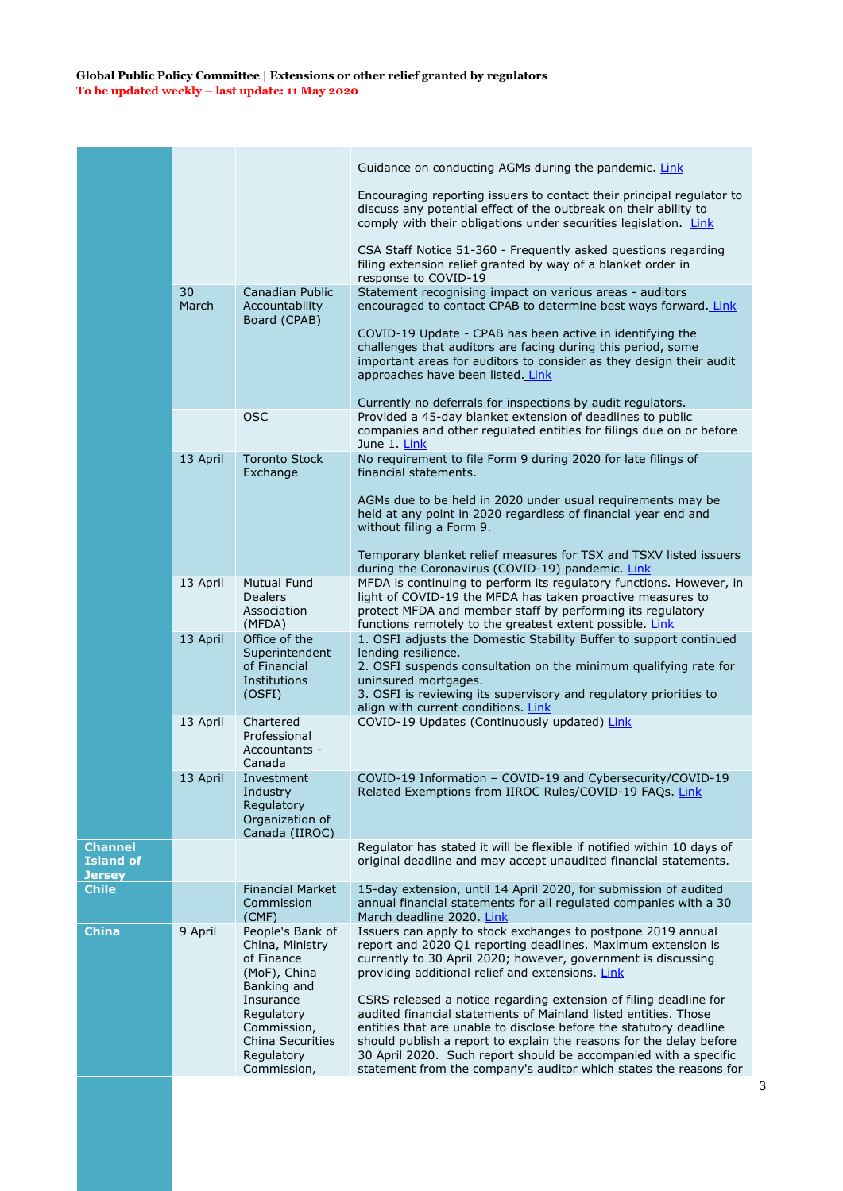**Global Public Policy Committee | Extensions or other relief granted by regulators**
**To be updated weekly – last update: 11 May 2020**

| | | | |
|---|---|---|---|
| | | | Guidance on conducting AGMs during the pandemic. Link<br><br>Encouraging reporting issuers to contact their principal regulator to discuss any potential effect of the outbreak on their ability to comply with their obligations under securities legislation. Link<br><br>CSA Staff Notice 51-360 - Frequently asked questions regarding filing extension relief granted by way of a blanket order in response to COVID-19 |
| | 30 March | Canadian Public Accountability Board (CPAB) | Statement recognising impact on various areas - auditors encouraged to contact CPAB to determine best ways forward. Link<br><br>COVID-19 Update - CPAB has been active in identifying the challenges that auditors are facing during this period, some important areas for auditors to consider as they design their audit approaches have been listed. Link<br><br>Currently no deferrals for inspections by audit regulators. |
| | | OSC | Provided a 45-day blanket extension of deadlines to public companies and other regulated entities for filings due on or before June 1. Link |
| | 13 April | Toronto Stock Exchange | No requirement to file Form 9 during 2020 for late filings of financial statements.<br><br>AGMs due to be held in 2020 under usual requirements may be held at any point in 2020 regardless of financial year end and without filing a Form 9.<br><br>Temporary blanket relief measures for TSX and TSXV listed issuers during the Coronavirus (COVID-19) pandemic. Link |
| | 13 April | Mutual Fund Dealers Association (MFDA) | MFDA is continuing to perform its regulatory functions. However, in light of COVID-19 the MFDA has taken proactive measures to protect MFDA and member staff by performing its regulatory functions remotely to the greatest extent possible. Link |
| | 13 April | Office of the Superintendent of Financial Institutions (OSFI) | 1. OSFI adjusts the Domestic Stability Buffer to support continued lending resilience.<br>2. OSFI suspends consultation on the minimum qualifying rate for uninsured mortgages.<br>3. OSFI is reviewing its supervisory and regulatory priorities to align with current conditions. Link |
| | 13 April | Chartered Professional Accountants - Canada | COVID-19 Updates (Continuously updated) Link |
| | 13 April | Investment Industry Regulatory Organization of Canada (IIROC) | COVID-19 Information – COVID-19 and Cybersecurity/COVID-19 Related Exemptions from IIROC Rules/COVID-19 FAQs. Link |
| **Channel Island of Jersey** | | | Regulator has stated it will be flexible if notified within 10 days of original deadline and may accept unaudited financial statements. |
| **Chile** | | Financial Market Commission (CMF) | 15-day extension, until 14 April 2020, for submission of audited annual financial statements for all regulated companies with a 30 March deadline 2020. Link |
| **China** | 9 April | People's Bank of China, Ministry of Finance (MoF), China Banking and Insurance Regulatory Commission, China Securities Regulatory Commission, | Issuers can apply to stock exchanges to postpone 2019 annual report and 2020 Q1 reporting deadlines. Maximum extension is currently to 30 April 2020; however, government is discussing providing additional relief and extensions. Link<br><br>CSRS released a notice regarding extension of filing deadline for audited financial statements of Mainland listed entities. Those entities that are unable to disclose before the statutory deadline should publish a report to explain the reasons for the delay before 30 April 2020. Such report should be accompanied with a specific statement from the company's auditor which states the reasons for |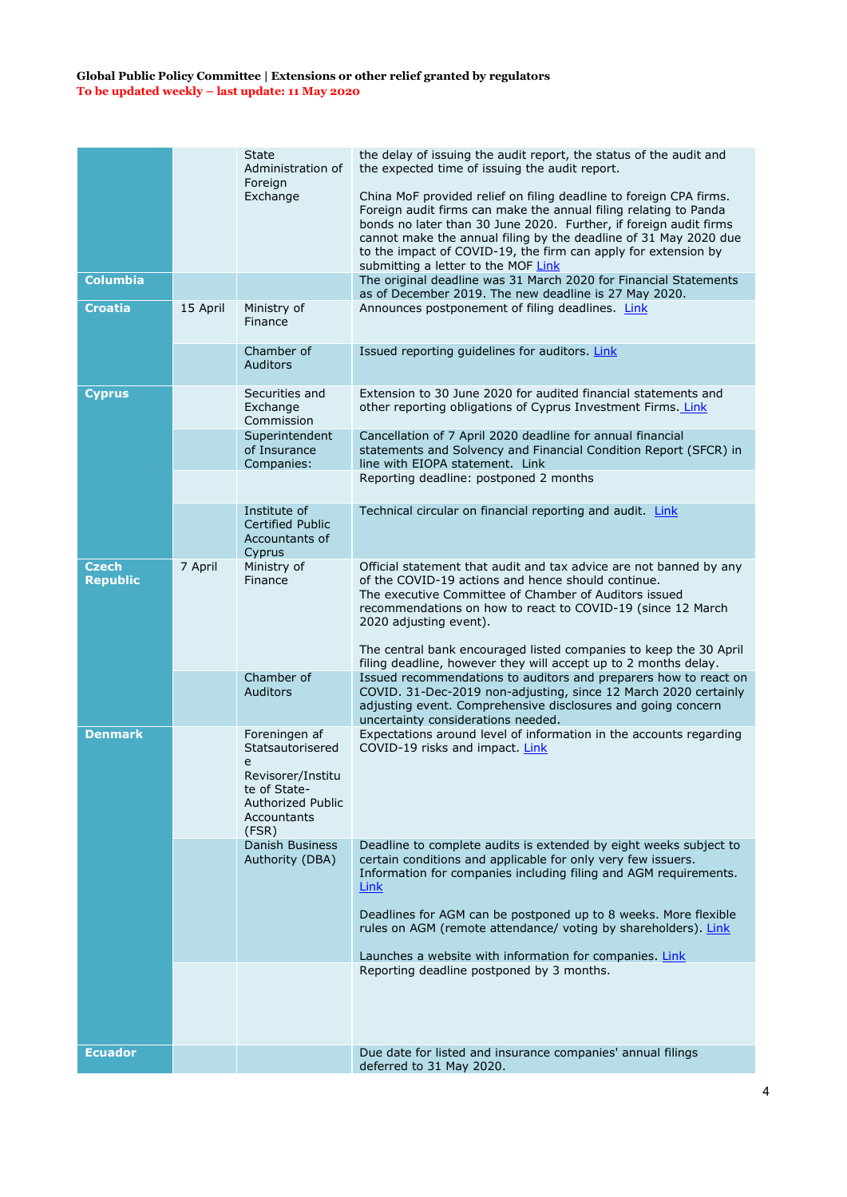| | | | |
|---|---|---|---|
| | | State Administration of Foreign Exchange | the delay of issuing the audit report, the status of the audit and the expected time of issuing the audit report.<br><br>China MoF provided relief on filing deadline to foreign CPA firms. Foreign audit firms can make the annual filing relating to Panda bonds no later than 30 June 2020. Further, if foreign audit firms cannot make the annual filing by the deadline of 31 May 2020 due to the impact of COVID-19, the firm can apply for extension by submitting a letter to the MOF Link |
| **Columbia** | | | The original deadline was 31 March 2020 for Financial Statements as of December 2019. The new deadline is 27 May 2020. |
| **Croatia** | 15 April | Ministry of Finance | Announces postponement of filing deadlines. Link |
| | | Chamber of Auditors | Issued reporting guidelines for auditors. Link |
| **Cyprus** | | Securities and Exchange Commission | Extension to 30 June 2020 for audited financial statements and other reporting obligations of Cyprus Investment Firms. Link |
| | | Superintendent of Insurance Companies: | Cancellation of 7 April 2020 deadline for annual financial statements and Solvency and Financial Condition Report (SFCR) in line with EIOPA statement. Link |
| | | | Reporting deadline: postponed 2 months |
| | | Institute of Certified Public Accountants of Cyprus | Technical circular on financial reporting and audit. Link |
| **Czech Republic** | 7 April | Ministry of Finance | Official statement that audit and tax advice are not banned by any of the COVID-19 actions and hence should continue.<br>The executive Committee of Chamber of Auditors issued recommendations on how to react to COVID-19 (since 12 March 2020 adjusting event).<br><br>The central bank encouraged listed companies to keep the 30 April filing deadline, however they will accept up to 2 months delay. |
| | | Chamber of Auditors | Issued recommendations to auditors and preparers how to react on COVID. 31-Dec-2019 non-adjusting, since 12 March 2020 certainly adjusting event. Comprehensive disclosures and going concern uncertainty considerations needed. |
| **Denmark** | | Foreningen af Statsautoriserede Revisorer/Institute of State-Authorized Public Accountants (FSR) | Expectations around level of information in the accounts regarding COVID-19 risks and impact. Link |
| | | Danish Business Authority (DBA) | Deadline to complete audits is extended by eight weeks subject to certain conditions and applicable for only very few issuers. Information for companies including filing and AGM requirements. Link<br><br>Deadlines for AGM can be postponed up to 8 weeks. More flexible rules on AGM (remote attendance/ voting by shareholders). Link<br><br>Launches a website with information for companies. Link |
| | | | Reporting deadline postponed by 3 months. |
| **Ecuador** | | | Due date for listed and insurance companies' annual filings deferred to 31 May 2020. |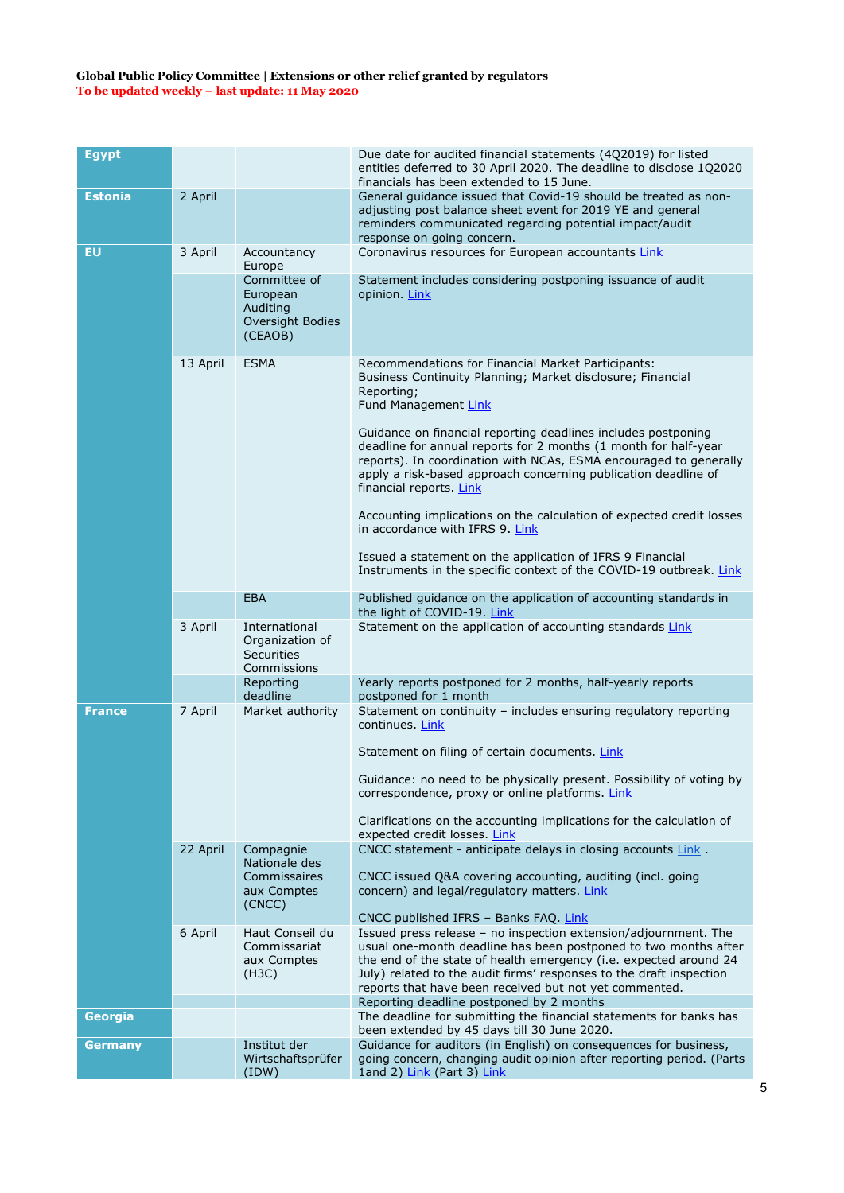**Global Public Policy Committee | Extensions or other relief granted by regulators**
To be updated weekly – last update: 11 May 2020

| | | | |
|---|---|---|---|
| **Egypt** | | | Due date for audited financial statements (4Q2019) for listed entities deferred to 30 April 2020. The deadline to disclose 1Q2020 financials has been extended to 15 June. |
| **Estonia** | 2 April | | General guidance issued that Covid-19 should be treated as non-adjusting post balance sheet event for 2019 YE and general reminders communicated regarding potential impact/audit response on going concern. |
| **EU** | 3 April | Accountancy Europe | Coronavirus resources for European accountants Link |
| | | Committee of European Auditing Oversight Bodies (CEAOB) | Statement includes considering postponing issuance of audit opinion. Link |
| | 13 April | ESMA | Recommendations for Financial Market Participants: Business Continuity Planning; Market disclosure; Financial Reporting; Fund Management Link<br><br>Guidance on financial reporting deadlines includes postponing deadline for annual reports for 2 months (1 month for half-year reports). In coordination with NCAs, ESMA encouraged to generally apply a risk-based approach concerning publication deadline of financial reports. Link<br><br>Accounting implications on the calculation of expected credit losses in accordance with IFRS 9. Link<br><br>Issued a statement on the application of IFRS 9 Financial Instruments in the specific context of the COVID-19 outbreak. Link |
| | | EBA | Published guidance on the application of accounting standards in the light of COVID-19. Link |
| | 3 April | International Organization of Securities Commissions | Statement on the application of accounting standards Link |
| | | Reporting deadline | Yearly reports postponed for 2 months, half-yearly reports postponed for 1 month |
| **France** | 7 April | Market authority | Statement on continuity – includes ensuring regulatory reporting continues. Link<br><br>Statement on filing of certain documents. Link<br><br>Guidance: no need to be physically present. Possibility of voting by correspondence, proxy or online platforms. Link<br><br>Clarifications on the accounting implications for the calculation of expected credit losses. Link |
| | 22 April | Compagnie Nationale des Commissaires aux Comptes (CNCC) | CNCC statement - anticipate delays in closing accounts Link .<br><br>CNCC issued Q&A covering accounting, auditing (incl. going concern) and legal/regulatory matters. Link<br><br>CNCC published IFRS – Banks FAQ. Link |
| | 6 April | Haut Conseil du Commissariat aux Comptes (H3C) | Issued press release – no inspection extension/adjournment. The usual one-month deadline has been postponed to two months after the end of the state of health emergency (i.e. expected around 24 July) related to the audit firms' responses to the draft inspection reports that have been received but not yet commented. |
| | | | Reporting deadline postponed by 2 months |
| **Georgia** | | | The deadline for submitting the financial statements for banks has been extended by 45 days till 30 June 2020. |
| **Germany** | | Institut der Wirtschaftsprüfer (IDW) | Guidance for auditors (in English) on consequences for business, going concern, changing audit opinion after reporting period. (Parts 1and 2) Link (Part 3) Link |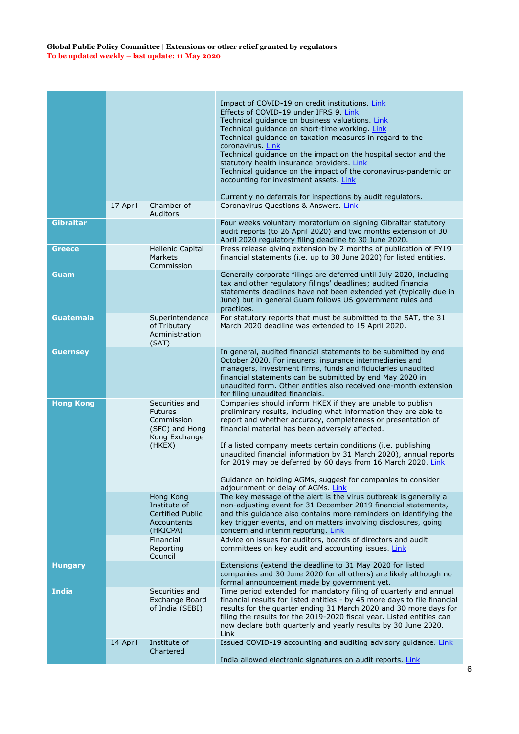**Global Public Policy Committee | Extensions or other relief granted by regulators**
**To be updated weekly – last update: 11 May 2020**

| | | | |
|---|---|---|---|
| | | | Impact of COVID-19 on credit institutions. Link<br>Effects of COVID-19 under IFRS 9. Link<br>Technical guidance on business valuations. Link<br>Technical guidance on short-time working. Link<br>Technical guidance on taxation measures in regard to the coronavirus. Link<br>Technical guidance on the impact on the hospital sector and the statutory health insurance providers. Link<br>Technical guidance on the impact of the coronavirus-pandemic on accounting for investment assets. Link<br><br>Currently no deferrals for inspections by audit regulators. |
| | 17 April | Chamber of Auditors | Coronavirus Questions & Answers. Link |
| **Gibraltar** | | | Four weeks voluntary moratorium on signing Gibraltar statutory audit reports (to 26 April 2020) and two months extension of 30 April 2020 regulatory filing deadline to 30 June 2020. |
| **Greece** | | Hellenic Capital Markets Commission | Press release giving extension by 2 months of publication of FY19 financial statements (i.e. up to 30 June 2020) for listed entities. |
| **Guam** | | | Generally corporate filings are deferred until July 2020, including tax and other regulatory filings' deadlines; audited financial statements deadlines have not been extended yet (typically due in June) but in general Guam follows US government rules and practices. |
| **Guatemala** | | Superintendence of Tributary Administration (SAT) | For statutory reports that must be submitted to the SAT, the 31 March 2020 deadline was extended to 15 April 2020. |
| **Guernsey** | | | In general, audited financial statements to be submitted by end October 2020. For insurers, insurance intermediaries and managers, investment firms, funds and fiduciaries unaudited financial statements can be submitted by end May 2020 in unaudited form. Other entities also received one-month extension for filing unaudited financials. |
| **Hong Kong** | | Securities and Futures Commission (SFC) and Hong Kong Exchange (HKEX) | Companies should inform HKEX if they are unable to publish preliminary results, including what information they are able to report and whether accuracy, completeness or presentation of financial material has been adversely affected.<br><br>If a listed company meets certain conditions (i.e. publishing unaudited financial information by 31 March 2020), annual reports for 2019 may be deferred by 60 days from 16 March 2020. Link<br><br>Guidance on holding AGMs, suggest for companies to consider adjournment or delay of AGMs. Link |
| | | Hong Kong Institute of Certified Public Accountants (HKICPA) | The key message of the alert is the virus outbreak is generally a non-adjusting event for 31 December 2019 financial statements, and this guidance also contains more reminders on identifying the key trigger events, and on matters involving disclosures, going concern and interim reporting. Link |
| | | Financial Reporting Council | Advice on issues for auditors, boards of directors and audit committees on key audit and accounting issues. Link |
| **Hungary** | | | Extensions (extend the deadline to 31 May 2020 for listed companies and 30 June 2020 for all others) are likely although no formal announcement made by government yet. |
| **India** | | Securities and Exchange Board of India (SEBI) | Time period extended for mandatory filing of quarterly and annual financial results for listed entities - by 45 more days to file financial results for the quarter ending 31 March 2020 and 30 more days for filing the results for the 2019-2020 fiscal year. Listed entities can now declare both quarterly and yearly results by 30 June 2020. Link |
| | 14 April | Institute of Chartered | Issued COVID-19 accounting and auditing advisory guidance. Link<br><br>India allowed electronic signatures on audit reports. Link |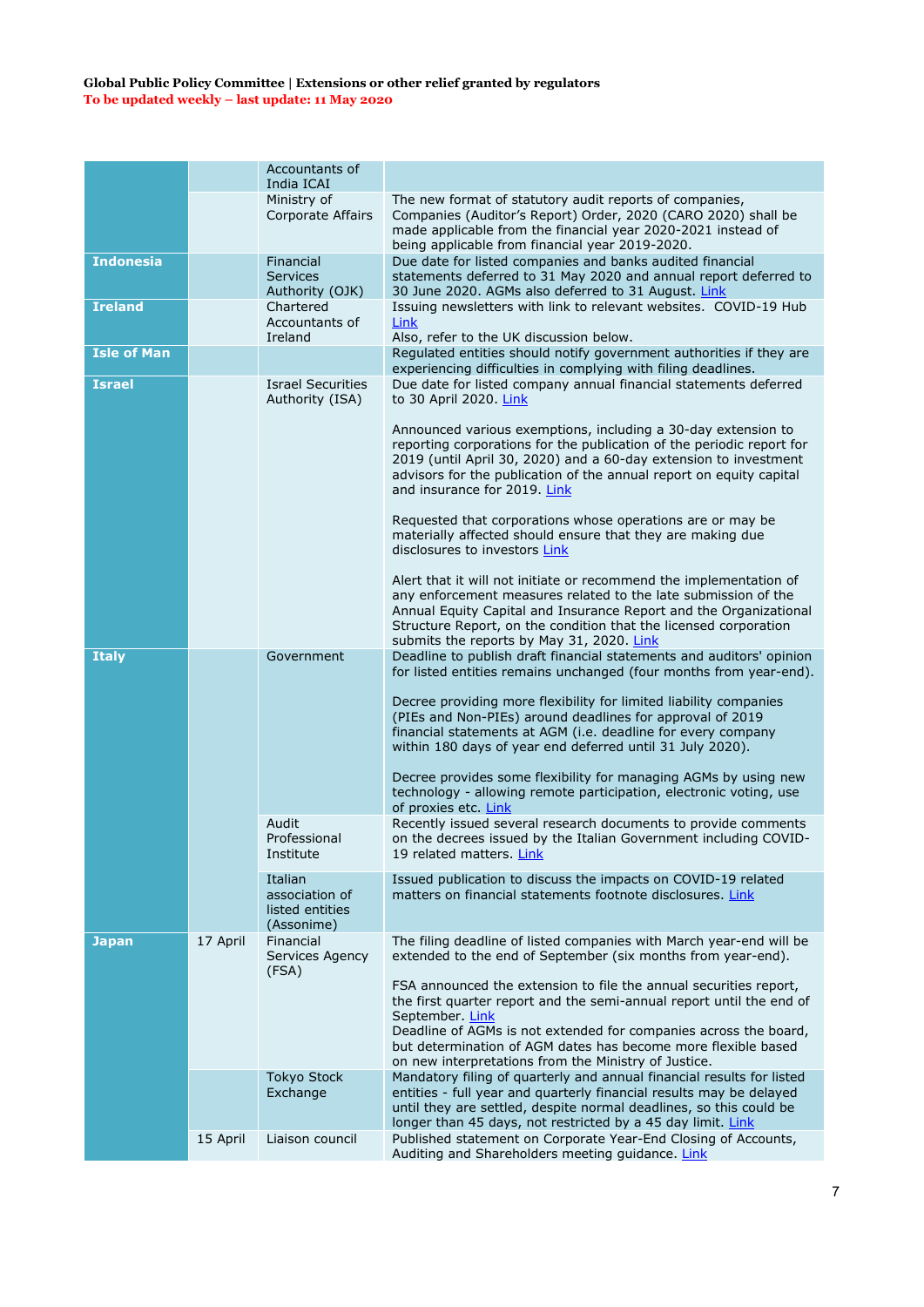**Global Public Policy Committee | Extensions or other relief granted by regulators**
**To be updated weekly – last update: 11 May 2020**

| | | | |
|---|---|---|---|
| | | Accountants of India ICAI | |
| | | Ministry of Corporate Affairs | The new format of statutory audit reports of companies, Companies (Auditor's Report) Order, 2020 (CARO 2020) shall be made applicable from the financial year 2020-2021 instead of being applicable from financial year 2019-2020. |
| **Indonesia** | | Financial Services Authority (OJK) | Due date for listed companies and banks audited financial statements deferred to 31 May 2020 and annual report deferred to 30 June 2020. AGMs also deferred to 31 August. Link |
| **Ireland** | | Chartered Accountants of Ireland | Issuing newsletters with link to relevant websites. COVID-19 Hub Link<br>Also, refer to the UK discussion below. |
| **Isle of Man** | | | Regulated entities should notify government authorities if they are experiencing difficulties in complying with filing deadlines. |
| **Israel** | | Israel Securities Authority (ISA) | Due date for listed company annual financial statements deferred to 30 April 2020. Link<br><br>Announced various exemptions, including a 30-day extension to reporting corporations for the publication of the periodic report for 2019 (until April 30, 2020) and a 60-day extension to investment advisors for the publication of the annual report on equity capital and insurance for 2019. Link<br><br>Requested that corporations whose operations are or may be materially affected should ensure that they are making due disclosures to investors Link<br><br>Alert that it will not initiate or recommend the implementation of any enforcement measures related to the late submission of the Annual Equity Capital and Insurance Report and the Organizational Structure Report, on the condition that the licensed corporation submits the reports by May 31, 2020. Link |
| **Italy** | | Government | Deadline to publish draft financial statements and auditors' opinion for listed entities remains unchanged (four months from year-end).<br><br>Decree providing more flexibility for limited liability companies (PIEs and Non-PIEs) around deadlines for approval of 2019 financial statements at AGM (i.e. deadline for every company within 180 days of year end deferred until 31 July 2020).<br><br>Decree provides some flexibility for managing AGMs by using new technology - allowing remote participation, electronic voting, use of proxies etc. Link |
| | | Audit Professional Institute | Recently issued several research documents to provide comments on the decrees issued by the Italian Government including COVID-19 related matters. Link |
| | | Italian association of listed entities (Assonime) | Issued publication to discuss the impacts on COVID-19 related matters on financial statements footnote disclosures. Link |
| **Japan** | 17 April | Financial Services Agency (FSA) | The filing deadline of listed companies with March year-end will be extended to the end of September (six months from year-end).<br><br>FSA announced the extension to file the annual securities report, the first quarter report and the semi-annual report until the end of September. Link<br>Deadline of AGMs is not extended for companies across the board, but determination of AGM dates has become more flexible based on new interpretations from the Ministry of Justice. |
| | | Tokyo Stock Exchange | Mandatory filing of quarterly and annual financial results for listed entities - full year and quarterly financial results may be delayed until they are settled, despite normal deadlines, so this could be longer than 45 days, not restricted by a 45 day limit. Link |
| | 15 April | Liaison council | Published statement on Corporate Year-End Closing of Accounts, Auditing and Shareholders meeting guidance. Link |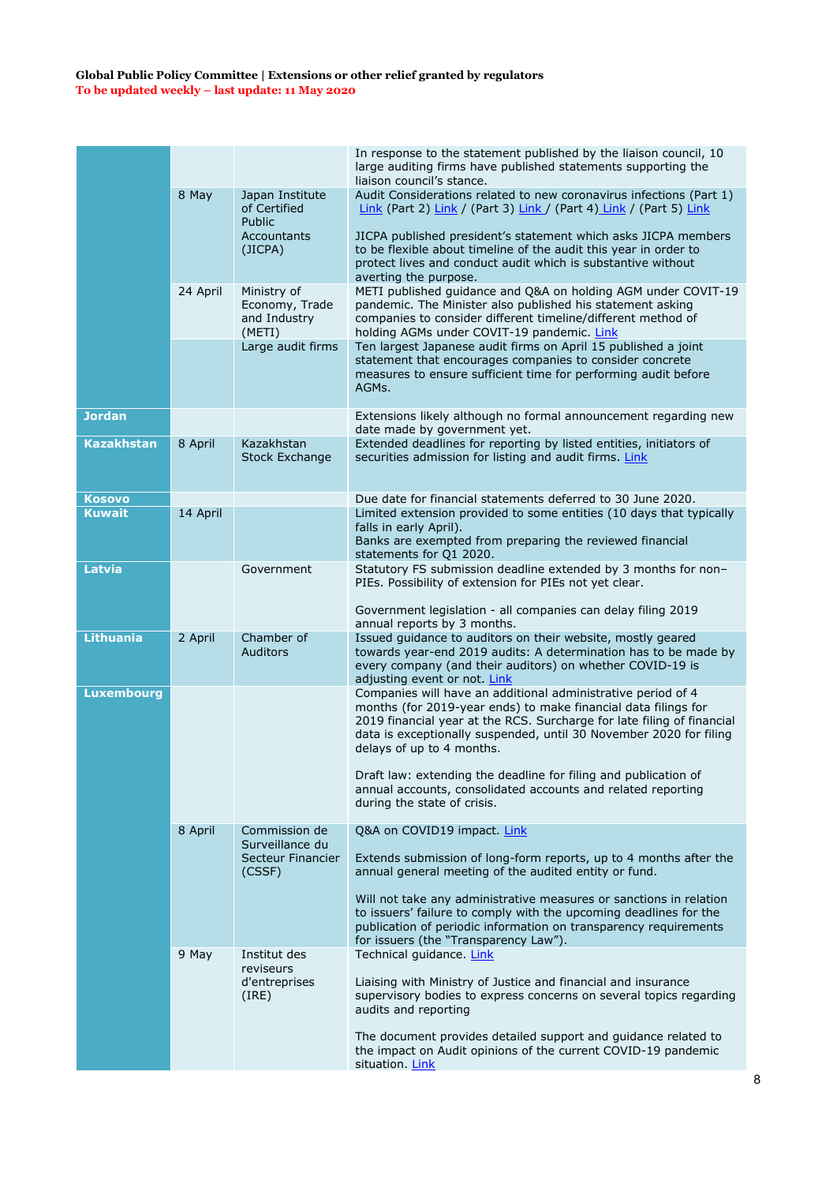| | | | |
|---|---|---|---|
| | | | In response to the statement published by the liaison council, 10 large auditing firms have published statements supporting the liaison council's stance. |
| | 8 May | Japan Institute of Certified Public Accountants (JICPA) | Audit Considerations related to new coronavirus infections (Part 1) Link (Part 2) Link / (Part 3) Link / (Part 4) Link / (Part 5) Link<br><br>JICPA published president's statement which asks JICPA members to be flexible about timeline of the audit this year in order to protect lives and conduct audit which is substantive without averting the purpose. |
| | 24 April | Ministry of Economy, Trade and Industry (METI) | METI published guidance and Q&A on holding AGM under COVIT-19 pandemic. The Minister also published his statement asking companies to consider different timeline/different method of holding AGMs under COVIT-19 pandemic. Link |
| | | Large audit firms | Ten largest Japanese audit firms on April 15 published a joint statement that encourages companies to consider concrete measures to ensure sufficient time for performing audit before AGMs. |
| **Jordan** | | | Extensions likely although no formal announcement regarding new date made by government yet. |
| **Kazakhstan** | 8 April | Kazakhstan Stock Exchange | Extended deadlines for reporting by listed entities, initiators of securities admission for listing and audit firms. Link |
| **Kosovo** | | | Due date for financial statements deferred to 30 June 2020. |
| **Kuwait** | 14 April | | Limited extension provided to some entities (10 days that typically falls in early April).<br>Banks are exempted from preparing the reviewed financial statements for Q1 2020. |
| **Latvia** | | Government | Statutory FS submission deadline extended by 3 months for non–PIEs. Possibility of extension for PIEs not yet clear.<br><br>Government legislation - all companies can delay filing 2019 annual reports by 3 months. |
| **Lithuania** | 2 April | Chamber of Auditors | Issued guidance to auditors on their website, mostly geared towards year-end 2019 audits: A determination has to be made by every company (and their auditors) on whether COVID-19 is adjusting event or not. Link |
| **Luxembourg** | | | Companies will have an additional administrative period of 4 months (for 2019-year ends) to make financial data filings for 2019 financial year at the RCS. Surcharge for late filing of financial data is exceptionally suspended, until 30 November 2020 for filing delays of up to 4 months.<br><br>Draft law: extending the deadline for filing and publication of annual accounts, consolidated accounts and related reporting during the state of crisis. |
| | 8 April | Commission de Surveillance du Secteur Financier (CSSF) | Q&A on COVID19 impact. Link<br><br>Extends submission of long-form reports, up to 4 months after the annual general meeting of the audited entity or fund.<br><br>Will not take any administrative measures or sanctions in relation to issuers' failure to comply with the upcoming deadlines for the publication of periodic information on transparency requirements for issuers (the "Transparency Law"). |
| | 9 May | Institut des reviseurs d'entreprises (IRE) | Technical guidance. Link<br><br>Liaising with Ministry of Justice and financial and insurance supervisory bodies to express concerns on several topics regarding audits and reporting<br><br>The document provides detailed support and guidance related to the impact on Audit opinions of the current COVID-19 pandemic situation. Link |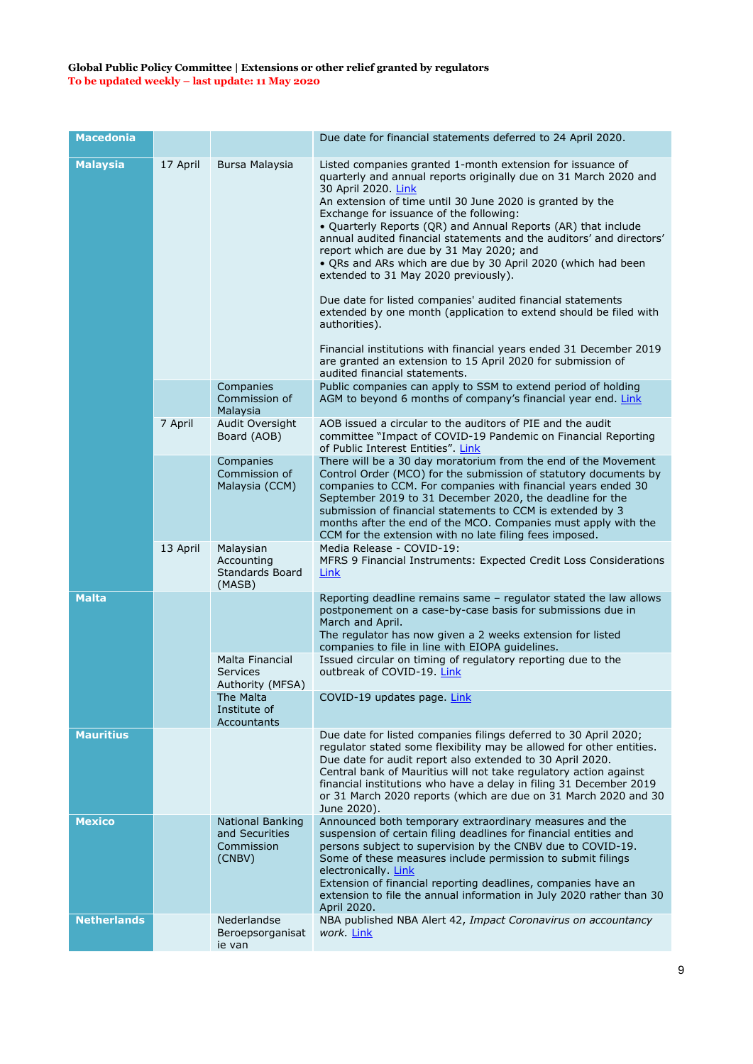| | | | |
|---|---|---|---|
| **Macedonia** | | | Due date for financial statements deferred to 24 April 2020. |
| **Malaysia** | 17 April | Bursa Malaysia | Listed companies granted 1-month extension for issuance of quarterly and annual reports originally due on 31 March 2020 and 30 April 2020. Link<br>An extension of time until 30 June 2020 is granted by the Exchange for issuance of the following:<br>• Quarterly Reports (QR) and Annual Reports (AR) that include annual audited financial statements and the auditors' and directors' report which are due by 31 May 2020; and<br>• QRs and ARs which are due by 30 April 2020 (which had been extended to 31 May 2020 previously).<br><br>Due date for listed companies' audited financial statements extended by one month (application to extend should be filed with authorities).<br><br>Financial institutions with financial years ended 31 December 2019 are granted an extension to 15 April 2020 for submission of audited financial statements. |
| | | Companies Commission of Malaysia | Public companies can apply to SSM to extend period of holding AGM to beyond 6 months of company's financial year end. Link |
| | 7 April | Audit Oversight Board (AOB) | AOB issued a circular to the auditors of PIE and the audit committee "Impact of COVID-19 Pandemic on Financial Reporting of Public Interest Entities". Link |
| | | Companies Commission of Malaysia (CCM) | There will be a 30 day moratorium from the end of the Movement Control Order (MCO) for the submission of statutory documents by companies to CCM. For companies with financial years ended 30 September 2019 to 31 December 2020, the deadline for the submission of financial statements to CCM is extended by 3 months after the end of the MCO. Companies must apply with the CCM for the extension with no late filing fees imposed. |
| | 13 April | Malaysian Accounting Standards Board (MASB) | Media Release - COVID-19:<br>MFRS 9 Financial Instruments: Expected Credit Loss Considerations Link |
| **Malta** | | | Reporting deadline remains same – regulator stated the law allows postponement on a case-by-case basis for submissions due in March and April.<br>The regulator has now given a 2 weeks extension for listed companies to file in line with EIOPA guidelines. |
| | | Malta Financial Services Authority (MFSA) | Issued circular on timing of regulatory reporting due to the outbreak of COVID-19. Link |
| | | The Malta Institute of Accountants | COVID-19 updates page. Link |
| **Mauritius** | | | Due date for listed companies filings deferred to 30 April 2020; regulator stated some flexibility may be allowed for other entities.<br>Due date for audit report also extended to 30 April 2020.<br>Central bank of Mauritius will not take regulatory action against financial institutions who have a delay in filing 31 December 2019 or 31 March 2020 reports (which are due on 31 March 2020 and 30 June 2020). |
| **Mexico** | | National Banking and Securities Commission (CNBV) | Announced both temporary extraordinary measures and the suspension of certain filing deadlines for financial entities and persons subject to supervision by the CNBV due to COVID-19. Some of these measures include permission to submit filings electronically. Link<br>Extension of financial reporting deadlines, companies have an extension to file the annual information in July 2020 rather than 30 April 2020. |
| **Netherlands** | | Nederlandse Beroepsorganisatie van | NBA published NBA Alert 42, *Impact Coronavirus on accountancy work*. Link |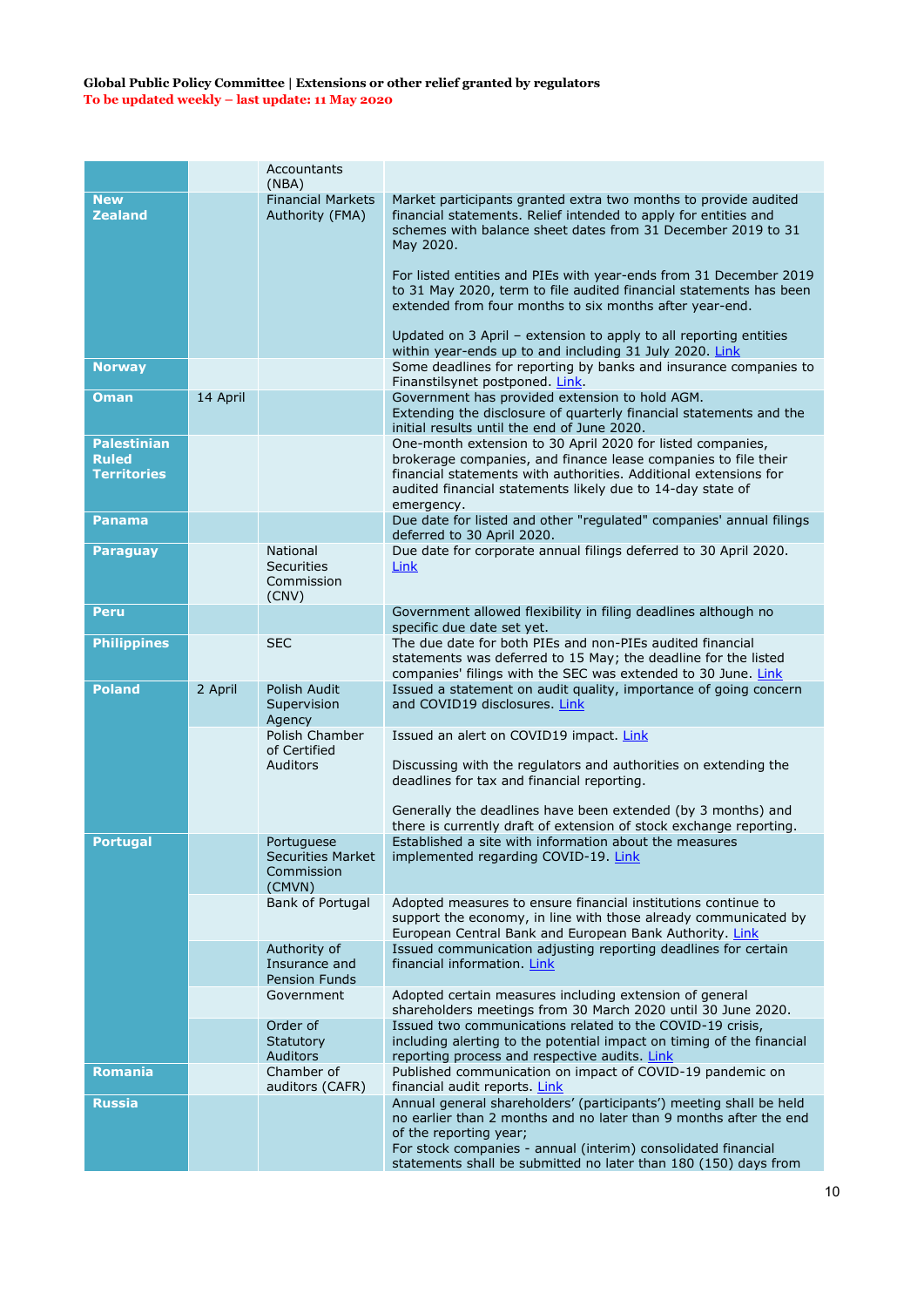**Global Public Policy Committee | Extensions or other relief granted by regulators**
**To be updated weekly – last update: 11 May 2020**

| | | | |
|---|---|---|---|
| | | Accountants (NBA) | |
| **New Zealand** | | Financial Markets Authority (FMA) | Market participants granted extra two months to provide audited financial statements. Relief intended to apply for entities and schemes with balance sheet dates from 31 December 2019 to 31 May 2020.<br><br>For listed entities and PIEs with year-ends from 31 December 2019 to 31 May 2020, term to file audited financial statements has been extended from four months to six months after year-end.<br><br>Updated on 3 April – extension to apply to all reporting entities within year-ends up to and including 31 July 2020. Link |
| **Norway** | | | Some deadlines for reporting by banks and insurance companies to Finanstilsynet postponed. Link. |
| **Oman** | 14 April | | Government has provided extension to hold AGM.<br>Extending the disclosure of quarterly financial statements and the initial results until the end of June 2020. |
| **Palestinian Ruled Territories** | | | One-month extension to 30 April 2020 for listed companies, brokerage companies, and finance lease companies to file their financial statements with authorities. Additional extensions for audited financial statements likely due to 14-day state of emergency. |
| **Panama** | | | Due date for listed and other "regulated" companies' annual filings deferred to 30 April 2020. |
| **Paraguay** | | National Securities Commission (CNV) | Due date for corporate annual filings deferred to 30 April 2020. Link |
| **Peru** | | | Government allowed flexibility in filing deadlines although no specific due date set yet. |
| **Philippines** | | SEC | The due date for both PIEs and non-PIEs audited financial statements was deferred to 15 May; the deadline for the listed companies' filings with the SEC was extended to 30 June. Link |
| **Poland** | 2 April | Polish Audit Supervision Agency | Issued a statement on audit quality, importance of going concern and COVID19 disclosures. Link |
| | | Polish Chamber of Certified Auditors | Issued an alert on COVID19 impact. Link<br><br>Discussing with the regulators and authorities on extending the deadlines for tax and financial reporting.<br><br>Generally the deadlines have been extended (by 3 months) and there is currently draft of extension of stock exchange reporting. |
| **Portugal** | | Portuguese Securities Market Commission (CMVN) | Established a site with information about the measures implemented regarding COVID-19. Link |
| | | Bank of Portugal | Adopted measures to ensure financial institutions continue to support the economy, in line with those already communicated by European Central Bank and European Bank Authority. Link |
| | | Authority of Insurance and Pension Funds | Issued communication adjusting reporting deadlines for certain financial information. Link |
| | | Government | Adopted certain measures including extension of general shareholders meetings from 30 March 2020 until 30 June 2020. |
| | | Order of Statutory Auditors | Issued two communications related to the COVID-19 crisis, including alerting to the potential impact on timing of the financial reporting process and respective audits. Link |
| **Romania** | | Chamber of auditors (CAFR) | Published communication on impact of COVID-19 pandemic on financial audit reports. Link |
| **Russia** | | | Annual general shareholders' (participants') meeting shall be held no earlier than 2 months and no later than 9 months after the end of the reporting year;<br>For stock companies - annual (interim) consolidated financial statements shall be submitted no later than 180 (150) days from |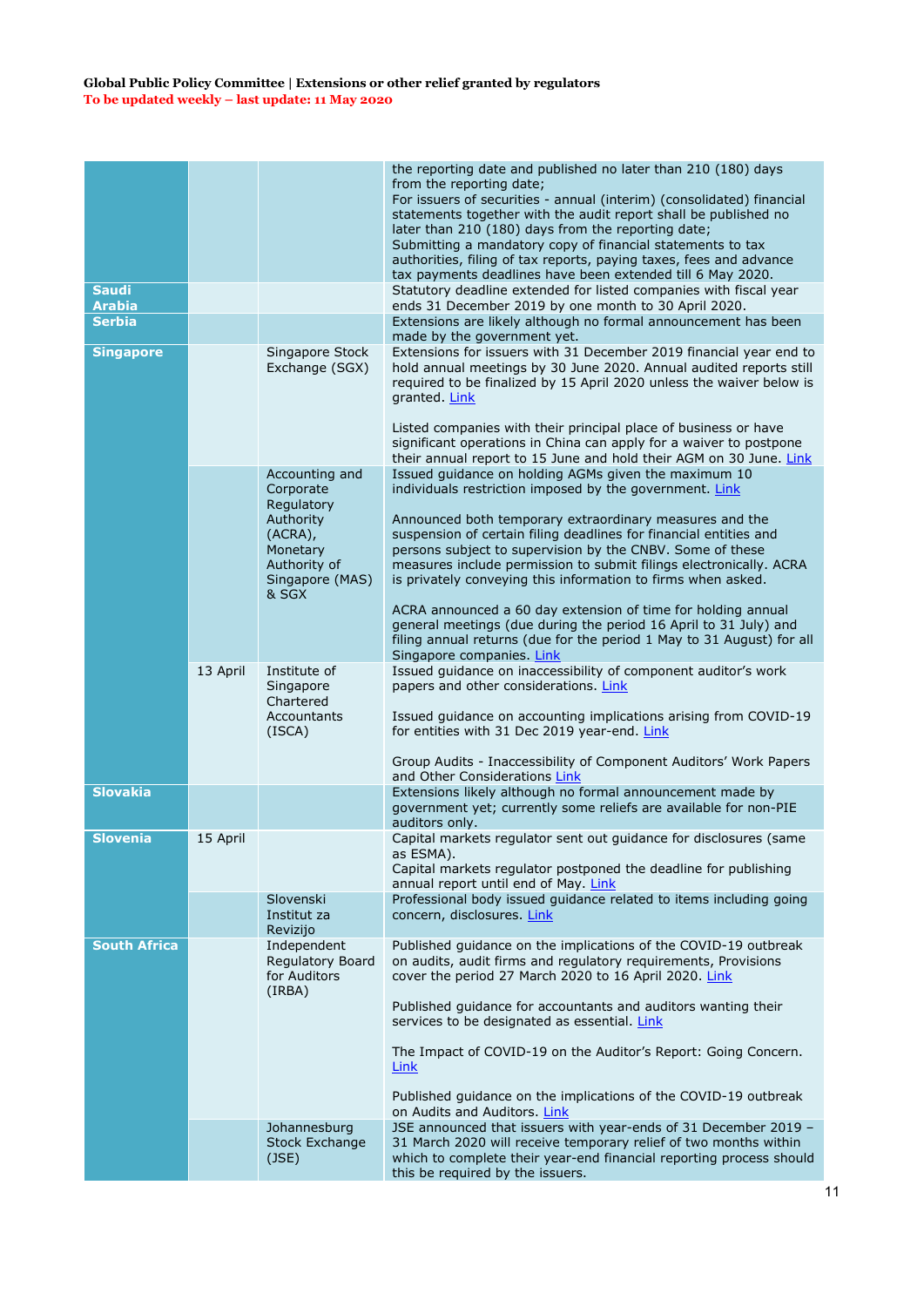| | | | |
|---|---|---|---|
| | | | the reporting date and published no later than 210 (180) days from the reporting date;<br>For issuers of securities - annual (interim) (consolidated) financial statements together with the audit report shall be published no later than 210 (180) days from the reporting date;<br>Submitting a mandatory copy of financial statements to tax authorities, filing of tax reports, paying taxes, fees and advance tax payments deadlines have been extended till 6 May 2020. |
| **Saudi Arabia** | | | Statutory deadline extended for listed companies with fiscal year ends 31 December 2019 by one month to 30 April 2020. |
| **Serbia** | | | Extensions are likely although no formal announcement has been made by the government yet. |
| **Singapore** | | Singapore Stock Exchange (SGX) | Extensions for issuers with 31 December 2019 financial year end to hold annual meetings by 30 June 2020. Annual audited reports still required to be finalized by 15 April 2020 unless the waiver below is granted. Link<br><br>Listed companies with their principal place of business or have significant operations in China can apply for a waiver to postpone their annual report to 15 June and hold their AGM on 30 June. Link |
| | | Accounting and Corporate Regulatory Authority (ACRA), Monetary Authority of Singapore (MAS) & SGX | Issued guidance on holding AGMs given the maximum 10 individuals restriction imposed by the government. Link<br><br>Announced both temporary extraordinary measures and the suspension of certain filing deadlines for financial entities and persons subject to supervision by the CNBV. Some of these measures include permission to submit filings electronically. ACRA is privately conveying this information to firms when asked.<br><br>ACRA announced a 60 day extension of time for holding annual general meetings (due during the period 16 April to 31 July) and filing annual returns (due for the period 1 May to 31 August) for all Singapore companies. Link |
| | 13 April | Institute of Singapore Chartered Accountants (ISCA) | Issued guidance on inaccessibility of component auditor's work papers and other considerations. Link<br><br>Issued guidance on accounting implications arising from COVID-19 for entities with 31 Dec 2019 year-end. Link<br><br>Group Audits - Inaccessibility of Component Auditors' Work Papers and Other Considerations Link |
| **Slovakia** | | | Extensions likely although no formal announcement made by government yet; currently some reliefs are available for non-PIE auditors only. |
| **Slovenia** | 15 April | | Capital markets regulator sent out guidance for disclosures (same as ESMA).<br>Capital markets regulator postponed the deadline for publishing annual report until end of May. Link |
| | | Slovenski Institut za Revizijo | Professional body issued guidance related to items including going concern, disclosures. Link |
| **South Africa** | | Independent Regulatory Board for Auditors (IRBA) | Published guidance on the implications of the COVID-19 outbreak on audits, audit firms and regulatory requirements, Provisions cover the period 27 March 2020 to 16 April 2020. Link<br><br>Published guidance for accountants and auditors wanting their services to be designated as essential. Link<br><br>The Impact of COVID-19 on the Auditor's Report: Going Concern. Link<br><br>Published guidance on the implications of the COVID-19 outbreak on Audits and Auditors. Link |
| | | Johannesburg Stock Exchange (JSE) | JSE announced that issuers with year-ends of 31 December 2019 – 31 March 2020 will receive temporary relief of two months within which to complete their year-end financial reporting process should this be required by the issuers. |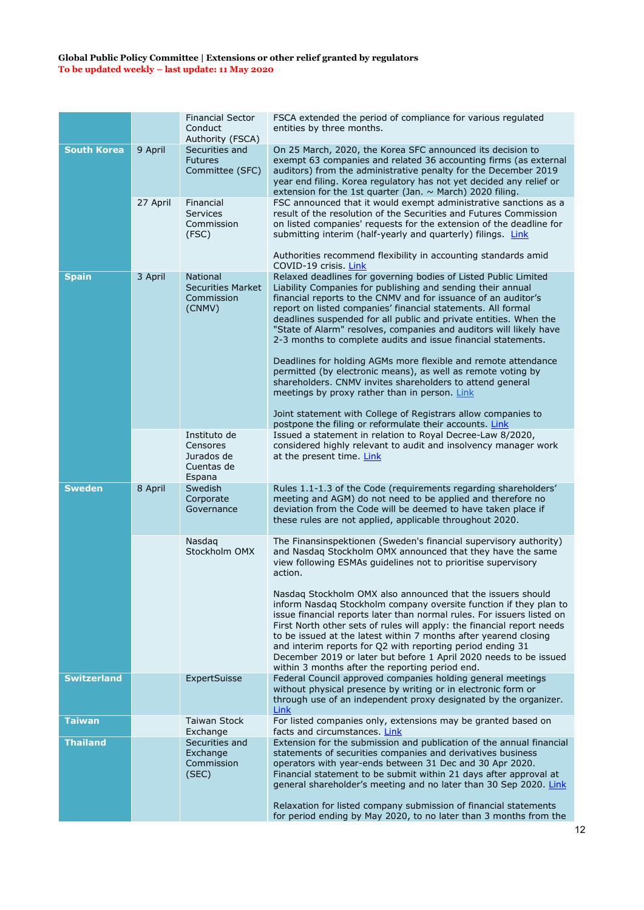| | | | |
|---|---|---|---|
| | | Financial Sector Conduct Authority (FSCA) | FSCA extended the period of compliance for various regulated entities by three months. |
| **South Korea** | 9 April | Securities and Futures Committee (SFC) | On 25 March, 2020, the Korea SFC announced its decision to exempt 63 companies and related 36 accounting firms (as external auditors) from the administrative penalty for the December 2019 year end filing. Korea regulatory has not yet decided any relief or extension for the 1st quarter (Jan. ~ March) 2020 filing. |
| | 27 April | Financial Services Commission (FSC) | FSC announced that it would exempt administrative sanctions as a result of the resolution of the Securities and Futures Commission on listed companies' requests for the extension of the deadline for submitting interim (half-yearly and quarterly) filings. Link<br><br>Authorities recommend flexibility in accounting standards amid COVID-19 crisis. Link |
| **Spain** | 3 April | National Securities Market Commission (CNMV) | Relaxed deadlines for governing bodies of Listed Public Limited Liability Companies for publishing and sending their annual financial reports to the CNMV and for issuance of an auditor's report on listed companies' financial statements. All formal deadlines suspended for all public and private entities. When the "State of Alarm" resolves, companies and auditors will likely have 2-3 months to complete audits and issue financial statements.<br><br>Deadlines for holding AGMs more flexible and remote attendance permitted (by electronic means), as well as remote voting by shareholders. CNMV invites shareholders to attend general meetings by proxy rather than in person. Link<br><br>Joint statement with College of Registrars allow companies to postpone the filing or reformulate their accounts. Link |
| | | Instituto de Censores Jurados de Cuentas de Espana | Issued a statement in relation to Royal Decree-Law 8/2020, considered highly relevant to audit and insolvency manager work at the present time. Link |
| **Sweden** | 8 April | Swedish Corporate Governance | Rules 1.1-1.3 of the Code (requirements regarding shareholders' meeting and AGM) do not need to be applied and therefore no deviation from the Code will be deemed to have taken place if these rules are not applied, applicable throughout 2020. |
| | | Nasdaq Stockholm OMX | The Finansinspektionen (Sweden's financial supervisory authority) and Nasdaq Stockholm OMX announced that they have the same view following ESMAs guidelines not to prioritise supervisory action.<br><br>Nasdaq Stockholm OMX also announced that the issuers should inform Nasdaq Stockholm company oversite function if they plan to issue financial reports later than normal rules. For issuers listed on First North other sets of rules will apply: the financial report needs to be issued at the latest within 7 months after yearend closing and interim reports for Q2 with reporting period ending 31 December 2019 or later but before 1 April 2020 needs to be issued within 3 months after the reporting period end. |
| **Switzerland** | | ExpertSuisse | Federal Council approved companies holding general meetings without physical presence by writing or in electronic form or through use of an independent proxy designated by the organizer. Link |
| **Taiwan** | | Taiwan Stock Exchange | For listed companies only, extensions may be granted based on facts and circumstances. Link |
| **Thailand** | | Securities and Exchange Commission (SEC) | Extension for the submission and publication of the annual financial statements of securities companies and derivatives business operators with year-ends between 31 Dec and 30 Apr 2020. Financial statement to be submit within 21 days after approval at general shareholder's meeting and no later than 30 Sep 2020. Link<br><br>Relaxation for listed company submission of financial statements for period ending by May 2020, to no later than 3 months from the |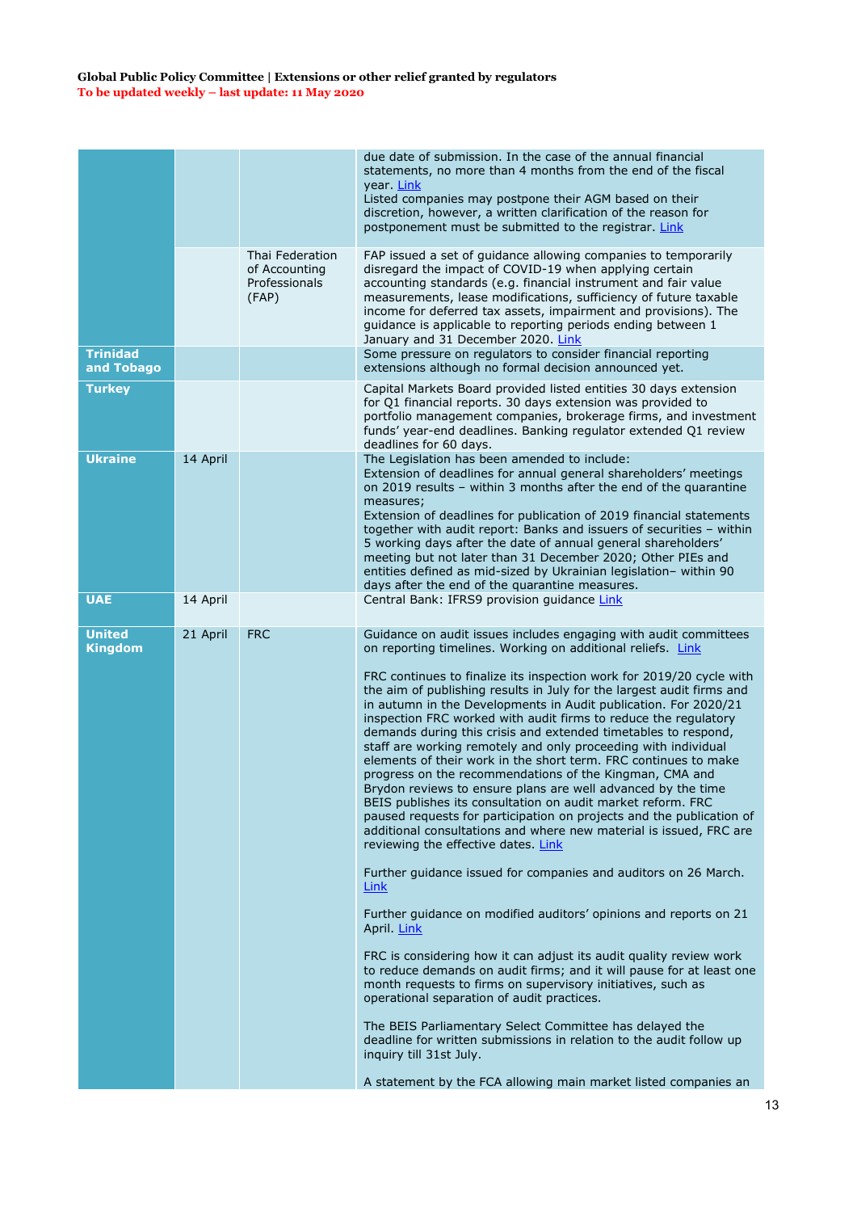| | | | |
|---|---|---|---|
| | | | due date of submission. In the case of the annual financial statements, no more than 4 months from the end of the fiscal year. Link<br>Listed companies may postpone their AGM based on their discretion, however, a written clarification of the reason for postponement must be submitted to the registrar. Link |
| | | Thai Federation of Accounting Professionals (FAP) | FAP issued a set of guidance allowing companies to temporarily disregard the impact of COVID-19 when applying certain accounting standards (e.g. financial instrument and fair value measurements, lease modifications, sufficiency of future taxable income for deferred tax assets, impairment and provisions). The guidance is applicable to reporting periods ending between 1 January and 31 December 2020. Link |
| **Trinidad and Tobago** | | | Some pressure on regulators to consider financial reporting extensions although no formal decision announced yet. |
| **Turkey** | | | Capital Markets Board provided listed entities 30 days extension for Q1 financial reports. 30 days extension was provided to portfolio management companies, brokerage firms, and investment funds' year-end deadlines. Banking regulator extended Q1 review deadlines for 60 days. |
| **Ukraine** | 14 April | | The Legislation has been amended to include:<br>Extension of deadlines for annual general shareholders' meetings on 2019 results – within 3 months after the end of the quarantine measures;<br>Extension of deadlines for publication of 2019 financial statements together with audit report: Banks and issuers of securities – within 5 working days after the date of annual general shareholders' meeting but not later than 31 December 2020; Other PIEs and entities defined as mid-sized by Ukrainian legislation– within 90 days after the end of the quarantine measures. |
| **UAE** | 14 April | | Central Bank: IFRS9 provision guidance Link |
| **United Kingdom** | 21 April | FRC | Guidance on audit issues includes engaging with audit committees on reporting timelines. Working on additional reliefs. Link<br><br>FRC continues to finalize its inspection work for 2019/20 cycle with the aim of publishing results in July for the largest audit firms and in autumn in the Developments in Audit publication. For 2020/21 inspection FRC worked with audit firms to reduce the regulatory demands during this crisis and extended timetables to respond, staff are working remotely and only proceeding with individual elements of their work in the short term. FRC continues to make progress on the recommendations of the Kingman, CMA and Brydon reviews to ensure plans are well advanced by the time BEIS publishes its consultation on audit market reform. FRC paused requests for participation on projects and the publication of additional consultations and where new material is issued, FRC are reviewing the effective dates. Link<br><br>Further guidance issued for companies and auditors on 26 March. Link<br><br>Further guidance on modified auditors' opinions and reports on 21 April. Link<br><br>FRC is considering how it can adjust its audit quality review work to reduce demands on audit firms; and it will pause for at least one month requests to firms on supervisory initiatives, such as operational separation of audit practices.<br><br>The BEIS Parliamentary Select Committee has delayed the deadline for written submissions in relation to the audit follow up inquiry till 31st July.<br><br>A statement by the FCA allowing main market listed companies an |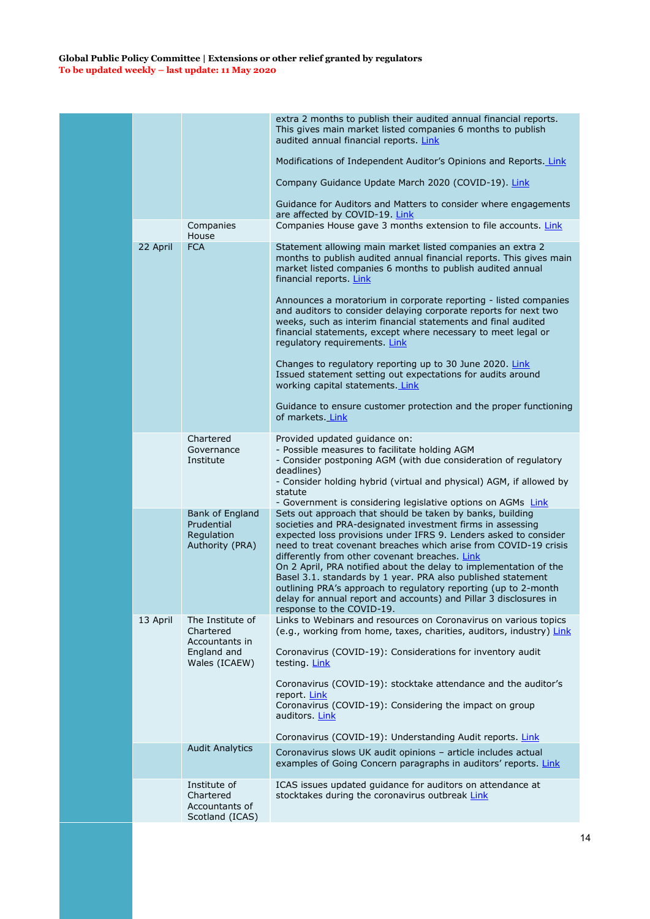**Global Public Policy Committee | Extensions or other relief granted by regulators**
**To be updated weekly – last update: 11 May 2020**

| | | | |
|---|---|---|---|
| | | | extra 2 months to publish their audited annual financial reports. This gives main market listed companies 6 months to publish audited annual financial reports. Link<br><br>Modifications of Independent Auditor's Opinions and Reports. Link<br><br>Company Guidance Update March 2020 (COVID-19). Link<br><br>Guidance for Auditors and Matters to consider where engagements are affected by COVID-19. Link |
| | | Companies House | Companies House gave 3 months extension to file accounts. Link |
| | 22 April | FCA | Statement allowing main market listed companies an extra 2 months to publish audited annual financial reports. This gives main market listed companies 6 months to publish audited annual financial reports. Link<br><br>Announces a moratorium in corporate reporting - listed companies and auditors to consider delaying corporate reports for next two weeks, such as interim financial statements and final audited financial statements, except where necessary to meet legal or regulatory requirements. Link<br><br>Changes to regulatory reporting up to 30 June 2020. Link<br>Issued statement setting out expectations for audits around working capital statements. Link<br><br>Guidance to ensure customer protection and the proper functioning of markets. Link |
| | | Chartered Governance Institute | Provided updated guidance on:<br>- Possible measures to facilitate holding AGM<br>- Consider postponing AGM (with due consideration of regulatory deadlines)<br>- Consider holding hybrid (virtual and physical) AGM, if allowed by statute<br>- Government is considering legislative options on AGMs Link |
| | | Bank of England Prudential Regulation Authority (PRA) | Sets out approach that should be taken by banks, building societies and PRA-designated investment firms in assessing expected loss provisions under IFRS 9. Lenders asked to consider need to treat covenant breaches which arise from COVID-19 crisis differently from other covenant breaches. Link<br>On 2 April, PRA notified about the delay to implementation of the Basel 3.1. standards by 1 year. PRA also published statement outlining PRA's approach to regulatory reporting (up to 2-month delay for annual report and accounts) and Pillar 3 disclosures in response to the COVID-19. |
| | 13 April | The Institute of Chartered Accountants in England and Wales (ICAEW) | Links to Webinars and resources on Coronavirus on various topics (e.g., working from home, taxes, charities, auditors, industry) Link<br><br>Coronavirus (COVID-19): Considerations for inventory audit testing. Link<br><br>Coronavirus (COVID-19): stocktake attendance and the auditor's report. Link<br>Coronavirus (COVID-19): Considering the impact on group auditors. Link<br><br>Coronavirus (COVID-19): Understanding Audit reports. Link |
| | | Audit Analytics | Coronavirus slows UK audit opinions – article includes actual examples of Going Concern paragraphs in auditors' reports. Link |
| | | Institute of Chartered Accountants of Scotland (ICAS) | ICAS issues updated guidance for auditors on attendance at stocktakes during the coronavirus outbreak Link |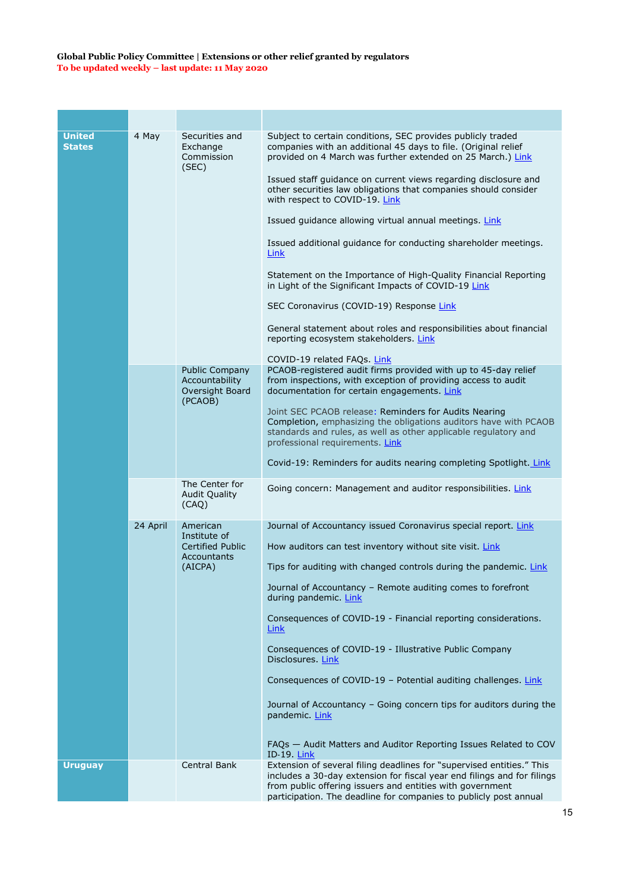**Global Public Policy Committee | Extensions or other relief granted by regulators**
To be updated weekly – last update: 11 May 2020

| | | | |
|---|---|---|---|
| **United States** | 4 May | Securities and Exchange Commission (SEC) | Subject to certain conditions, SEC provides publicly traded companies with an additional 45 days to file. (Original relief provided on 4 March was further extended on 25 March.) Link<br><br>Issued staff guidance on current views regarding disclosure and other securities law obligations that companies should consider with respect to COVID-19. Link<br><br>Issued guidance allowing virtual annual meetings. Link<br><br>Issued additional guidance for conducting shareholder meetings. Link<br><br>Statement on the Importance of High-Quality Financial Reporting in Light of the Significant Impacts of COVID-19 Link<br><br>SEC Coronavirus (COVID-19) Response Link<br><br>General statement about roles and responsibilities about financial reporting ecosystem stakeholders. Link<br><br>COVID-19 related FAQs. Link |
| | | Public Company Accountability Oversight Board (PCAOB) | PCAOB-registered audit firms provided with up to 45-day relief from inspections, with exception of providing access to audit documentation for certain engagements. Link<br><br>Joint SEC PCAOB release: Reminders for Audits Nearing Completion, emphasizing the obligations auditors have with PCAOB standards and rules, as well as other applicable regulatory and professional requirements. Link<br><br>Covid-19: Reminders for audits nearing completing Spotlight. Link |
| | | The Center for Audit Quality (CAQ) | Going concern: Management and auditor responsibilities. Link |
| | 24 April | American Institute of Certified Public Accountants (AICPA) | Journal of Accountancy issued Coronavirus special report. Link<br><br>How auditors can test inventory without site visit. Link<br><br>Tips for auditing with changed controls during the pandemic. Link<br><br>Journal of Accountancy – Remote auditing comes to forefront during pandemic. Link<br><br>Consequences of COVID-19 - Financial reporting considerations. Link<br><br>Consequences of COVID-19 - Illustrative Public Company Disclosures. Link<br><br>Consequences of COVID-19 – Potential auditing challenges. Link<br><br>Journal of Accountancy – Going concern tips for auditors during the pandemic. Link<br><br>FAQs — Audit Matters and Auditor Reporting Issues Related to COVID-19. Link |
| **Uruguay** | | Central Bank | Extension of several filing deadlines for "supervised entities." This includes a 30-day extension for fiscal year end filings and for filings from public offering issuers and entities with government participation. The deadline for companies to publicly post annual |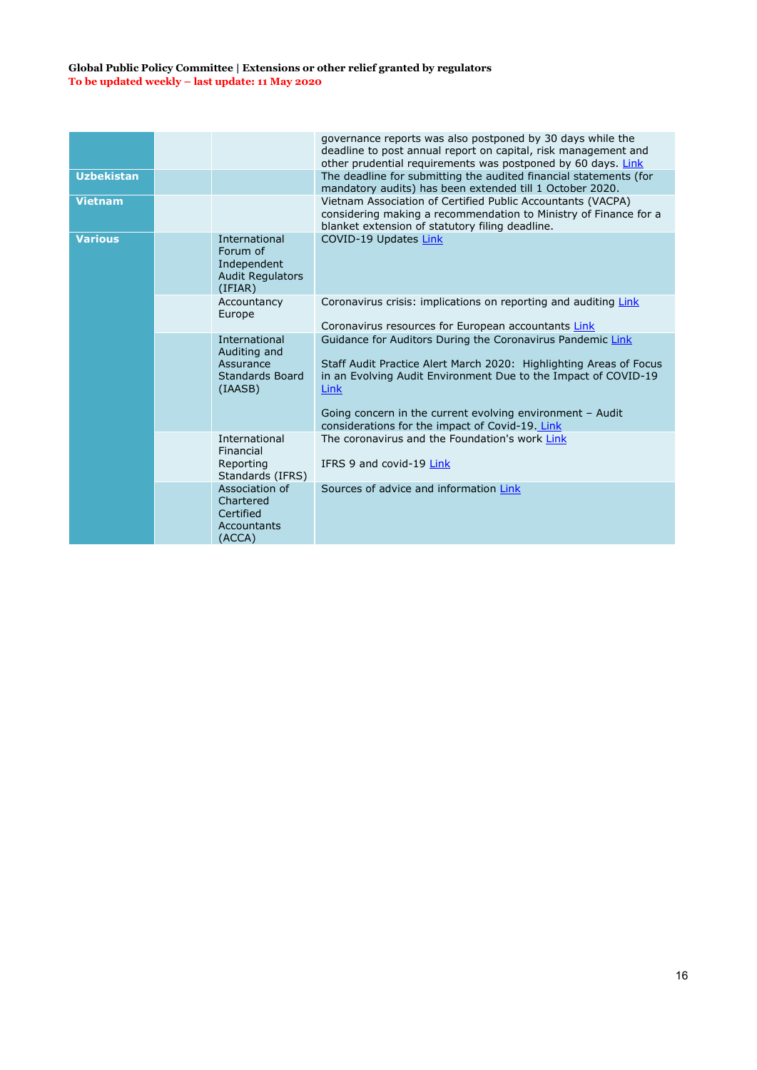| | | | |
|---|---|---|---|
| | | | governance reports was also postponed by 30 days while the deadline to post annual report on capital, risk management and other prudential requirements was postponed by 60 days. Link |
| **Uzbekistan** | | | The deadline for submitting the audited financial statements (for mandatory audits) has been extended till 1 October 2020. |
| **Vietnam** | | | Vietnam Association of Certified Public Accountants (VACPA) considering making a recommendation to Ministry of Finance for a blanket extension of statutory filing deadline. |
| **Various** | | International Forum of Independent Audit Regulators (IFIAR) | COVID-19 Updates Link |
| | | Accountancy Europe | Coronavirus crisis: implications on reporting and auditing Link<br><br>Coronavirus resources for European accountants Link |
| | | International Auditing and Assurance Standards Board (IAASB) | Guidance for Auditors During the Coronavirus Pandemic Link<br><br>Staff Audit Practice Alert March 2020: Highlighting Areas of Focus in an Evolving Audit Environment Due to the Impact of COVID-19 Link<br><br>Going concern in the current evolving environment – Audit considerations for the impact of Covid-19. Link |
| | | International Financial Reporting Standards (IFRS) | The coronavirus and the Foundation's work Link<br><br>IFRS 9 and covid-19 Link |
| | | Association of Chartered Certified Accountants (ACCA) | Sources of advice and information Link |